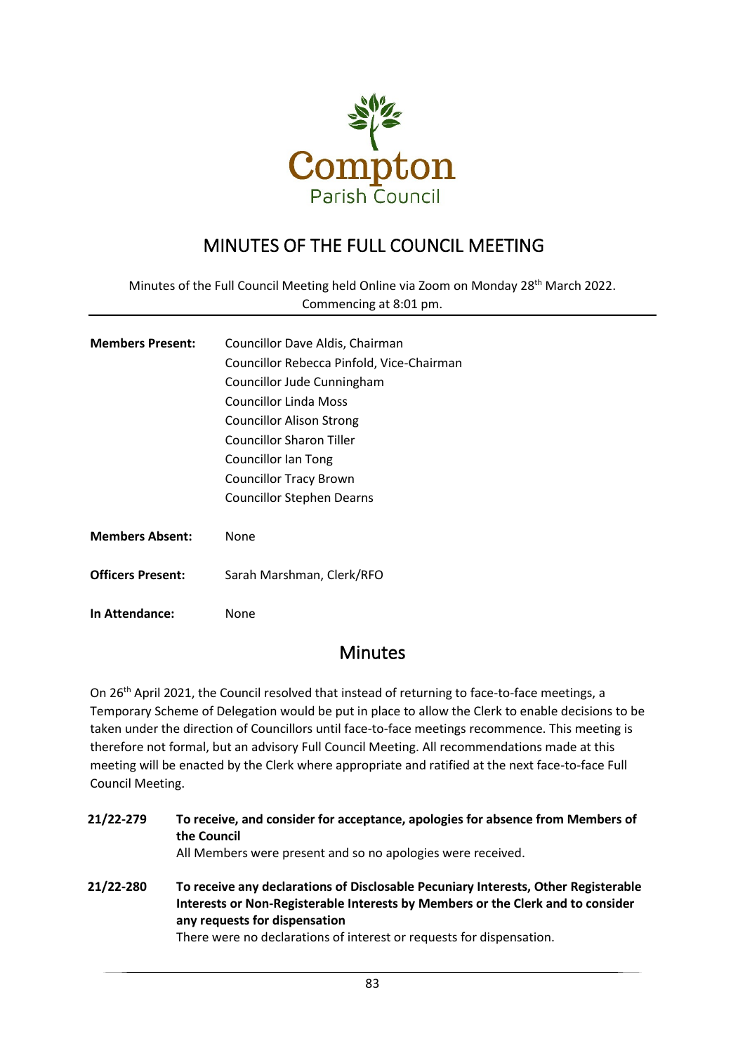Compton
Parish Council

# MINUTES OF THE FULL COUNCIL MEETING

Minutes of the Full Council Meeting held Online via Zoom on Monday 28th March 2022.
Commencing at 8:01 pm.

| | |
|---|---|
| **Members Present:** | Councillor Dave Aldis, Chairman<br>Councillor Rebecca Pinfold, Vice-Chairman<br>Councillor Jude Cunningham<br>Councillor Linda Moss<br>Councillor Alison Strong<br>Councillor Sharon Tiller<br>Councillor Ian Tong<br>Councillor Tracy Brown<br>Councillor Stephen Dearns |
| **Members Absent:** | None |
| **Officers Present:** | Sarah Marshman, Clerk/RFO |
| **In Attendance:** | None |

## Minutes

On 26th April 2021, the Council resolved that instead of returning to face-to-face meetings, a Temporary Scheme of Delegation would be put in place to allow the Clerk to enable decisions to be taken under the direction of Councillors until face-to-face meetings recommence. This meeting is therefore not formal, but an advisory Full Council Meeting. All recommendations made at this meeting will be enacted by the Clerk where appropriate and ratified at the next face-to-face Full Council Meeting.

**21/22-279 To receive, and consider for acceptance, apologies for absence from Members of the Council**

All Members were present and so no apologies were received.

**21/22-280 To receive any declarations of Disclosable Pecuniary Interests, Other Registerable Interests or Non-Registerable Interests by Members or the Clerk and to consider any requests for dispensation**

There were no declarations of interest or requests for dispensation.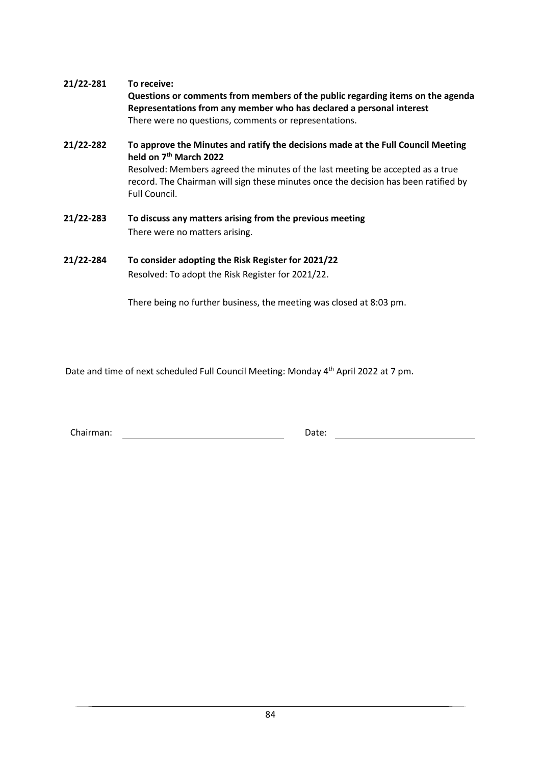**21/22-281 To receive:**
**Questions or comments from members of the public regarding items on the agenda**
**Representations from any member who has declared a personal interest**

There were no questions, comments or representations.

**21/22-282 To approve the Minutes and ratify the decisions made at the Full Council Meeting held on 7th March 2022**

Resolved: Members agreed the minutes of the last meeting be accepted as a true record. The Chairman will sign these minutes once the decision has been ratified by Full Council.

**21/22-283 To discuss any matters arising from the previous meeting**

There were no matters arising.

**21/22-284 To consider adopting the Risk Register for 2021/22**

Resolved: To adopt the Risk Register for 2021/22.

There being no further business, the meeting was closed at 8:03 pm.

Date and time of next scheduled Full Council Meeting: Monday 4th April 2022 at 7 pm.

Chairman: ______________________________ Date: ______________________________